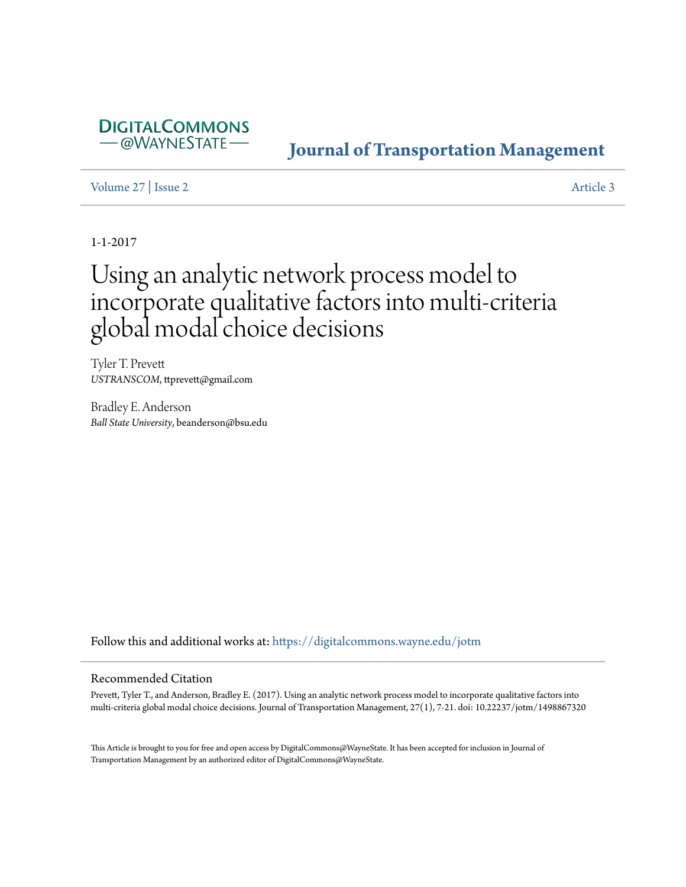DIGITALCOMMONS
— @WAYNESTATE —

**Journal of Transportation Management**

Volume 27 | Issue 2 Article 3

1-1-2017

# Using an analytic network process model to incorporate qualitative factors into multi-criteria global modal choice decisions

Tyler T. Prevett
*USTRANSCOM*, ttprevett@gmail.com

Bradley E. Anderson
*Ball State University*, beanderson@bsu.edu

Follow this and additional works at: https://digitalcommons.wayne.edu/jotm

## Recommended Citation

Prevett, Tyler T., and Anderson, Bradley E. (2017). Using an analytic network process model to incorporate qualitative factors into multi-criteria global modal choice decisions. Journal of Transportation Management, 27(1), 7-21. doi: 10.22237/jotm/1498867320

This Article is brought to you for free and open access by DigitalCommons@WayneState. It has been accepted for inclusion in Journal of Transportation Management by an authorized editor of DigitalCommons@WayneState.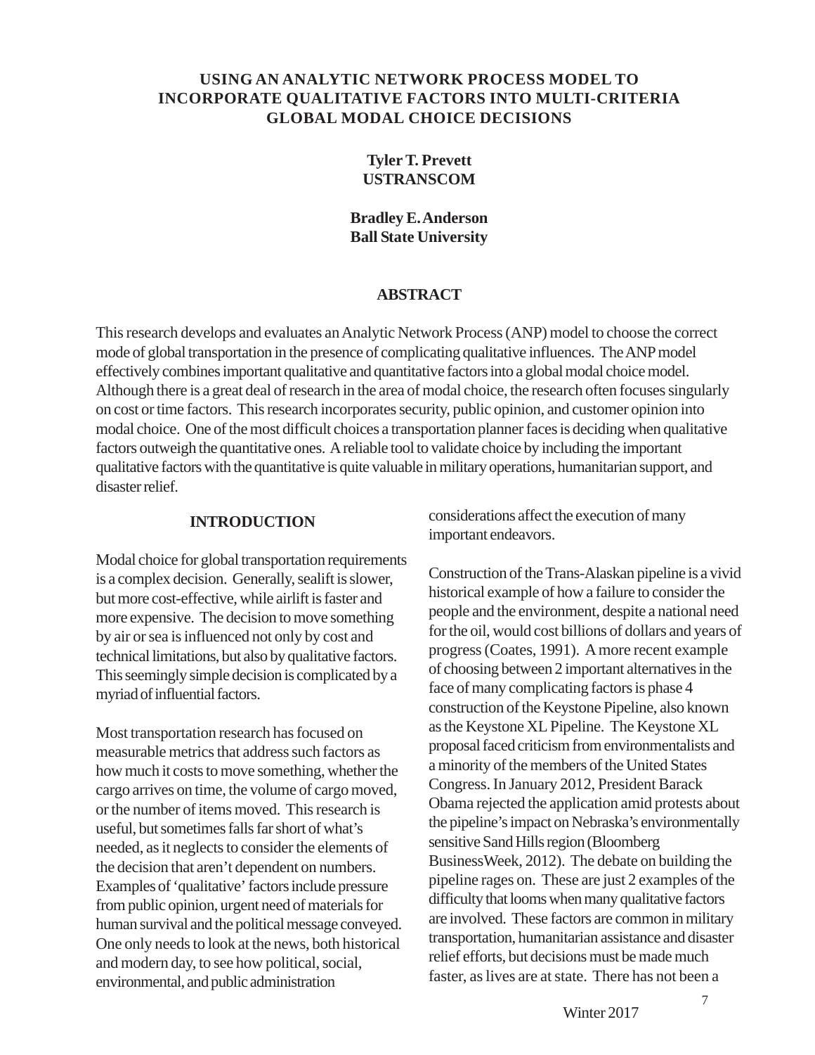# USING AN ANALYTIC NETWORK PROCESS MODEL TO INCORPORATE QUALITATIVE FACTORS INTO MULTI-CRITERIA GLOBAL MODAL CHOICE DECISIONS

**Tyler T. Prevett**
**USTRANSCOM**

**Bradley E. Anderson**
**Ball State University**

## ABSTRACT

This research develops and evaluates an Analytic Network Process (ANP) model to choose the correct mode of global transportation in the presence of complicating qualitative influences. The ANP model effectively combines important qualitative and quantitative factors into a global modal choice model. Although there is a great deal of research in the area of modal choice, the research often focuses singularly on cost or time factors. This research incorporates security, public opinion, and customer opinion into modal choice. One of the most difficult choices a transportation planner faces is deciding when qualitative factors outweigh the quantitative ones. A reliable tool to validate choice by including the important qualitative factors with the quantitative is quite valuable in military operations, humanitarian support, and disaster relief.

## INTRODUCTION

Modal choice for global transportation requirements is a complex decision. Generally, sealift is slower, but more cost-effective, while airlift is faster and more expensive. The decision to move something by air or sea is influenced not only by cost and technical limitations, but also by qualitative factors. This seemingly simple decision is complicated by a myriad of influential factors.

Most transportation research has focused on measurable metrics that address such factors as how much it costs to move something, whether the cargo arrives on time, the volume of cargo moved, or the number of items moved. This research is useful, but sometimes falls far short of what's needed, as it neglects to consider the elements of the decision that aren't dependent on numbers. Examples of 'qualitative' factors include pressure from public opinion, urgent need of materials for human survival and the political message conveyed. One only needs to look at the news, both historical and modern day, to see how political, social, environmental, and public administration considerations affect the execution of many important endeavors.

Construction of the Trans-Alaskan pipeline is a vivid historical example of how a failure to consider the people and the environment, despite a national need for the oil, would cost billions of dollars and years of progress (Coates, 1991). A more recent example of choosing between 2 important alternatives in the face of many complicating factors is phase 4 construction of the Keystone Pipeline, also known as the Keystone XL Pipeline. The Keystone XL proposal faced criticism from environmentalists and a minority of the members of the United States Congress. In January 2012, President Barack Obama rejected the application amid protests about the pipeline's impact on Nebraska's environmentally sensitive Sand Hills region (Bloomberg BusinessWeek, 2012). The debate on building the pipeline rages on. These are just 2 examples of the difficulty that looms when many qualitative factors are involved. These factors are common in military transportation, humanitarian assistance and disaster relief efforts, but decisions must be made much faster, as lives are at state. There has not been a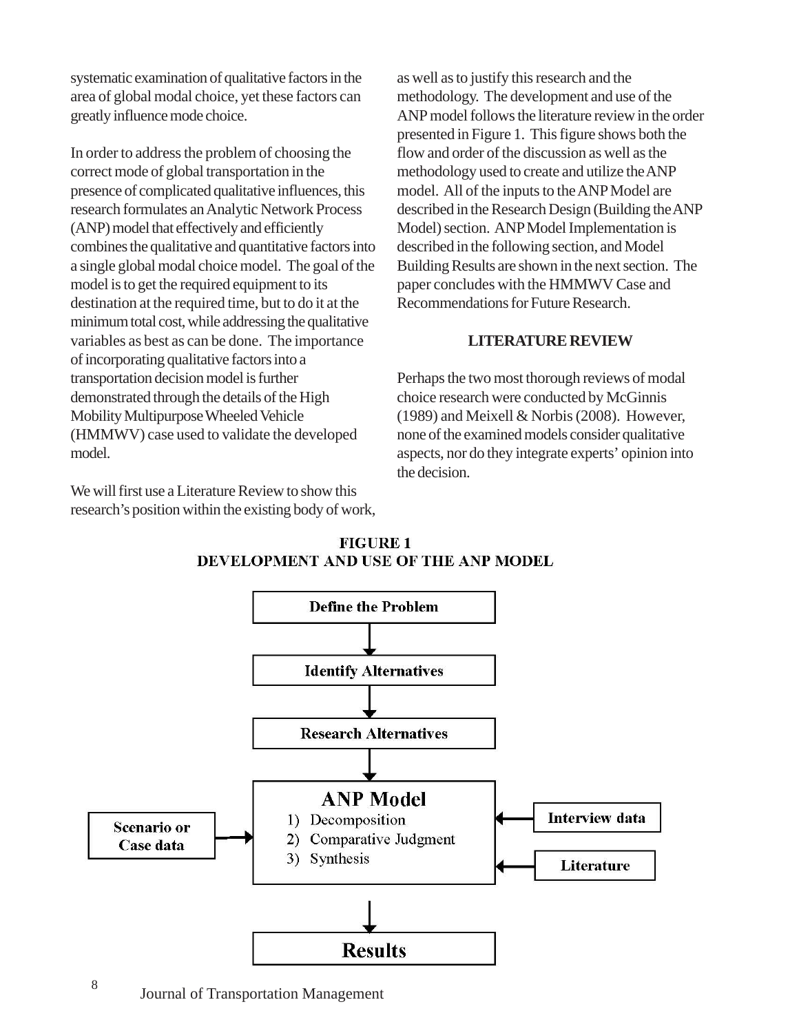systematic examination of qualitative factors in the area of global modal choice, yet these factors can greatly influence mode choice.

In order to address the problem of choosing the correct mode of global transportation in the presence of complicated qualitative influences, this research formulates an Analytic Network Process (ANP) model that effectively and efficiently combines the qualitative and quantitative factors into a single global modal choice model. The goal of the model is to get the required equipment to its destination at the required time, but to do it at the minimum total cost, while addressing the qualitative variables as best as can be done. The importance of incorporating qualitative factors into a transportation decision model is further demonstrated through the details of the High Mobility Multipurpose Wheeled Vehicle (HMMWV) case used to validate the developed model.

We will first use a Literature Review to show this research's position within the existing body of work, as well as to justify this research and the methodology. The development and use of the ANP model follows the literature review in the order presented in Figure 1. This figure shows both the flow and order of the discussion as well as the methodology used to create and utilize the ANP model. All of the inputs to the ANP Model are described in the Research Design (Building the ANP Model) section. ANP Model Implementation is described in the following section, and Model Building Results are shown in the next section. The paper concludes with the HMMWV Case and Recommendations for Future Research.

## LITERATURE REVIEW

Perhaps the two most thorough reviews of modal choice research were conducted by McGinnis (1989) and Meixell & Norbis (2008). However, none of the examined models consider qualitative aspects, nor do they integrate experts' opinion into the decision.

**FIGURE 1**
**DEVELOPMENT AND USE OF THE ANP MODEL**

Define the Problem → Identify Alternatives → Research Alternatives → ANP Model (1) Decomposition, 2) Comparative Judgment, 3) Synthesis) → Results

Inputs to ANP Model: Scenario or Case data; Interview data; Literature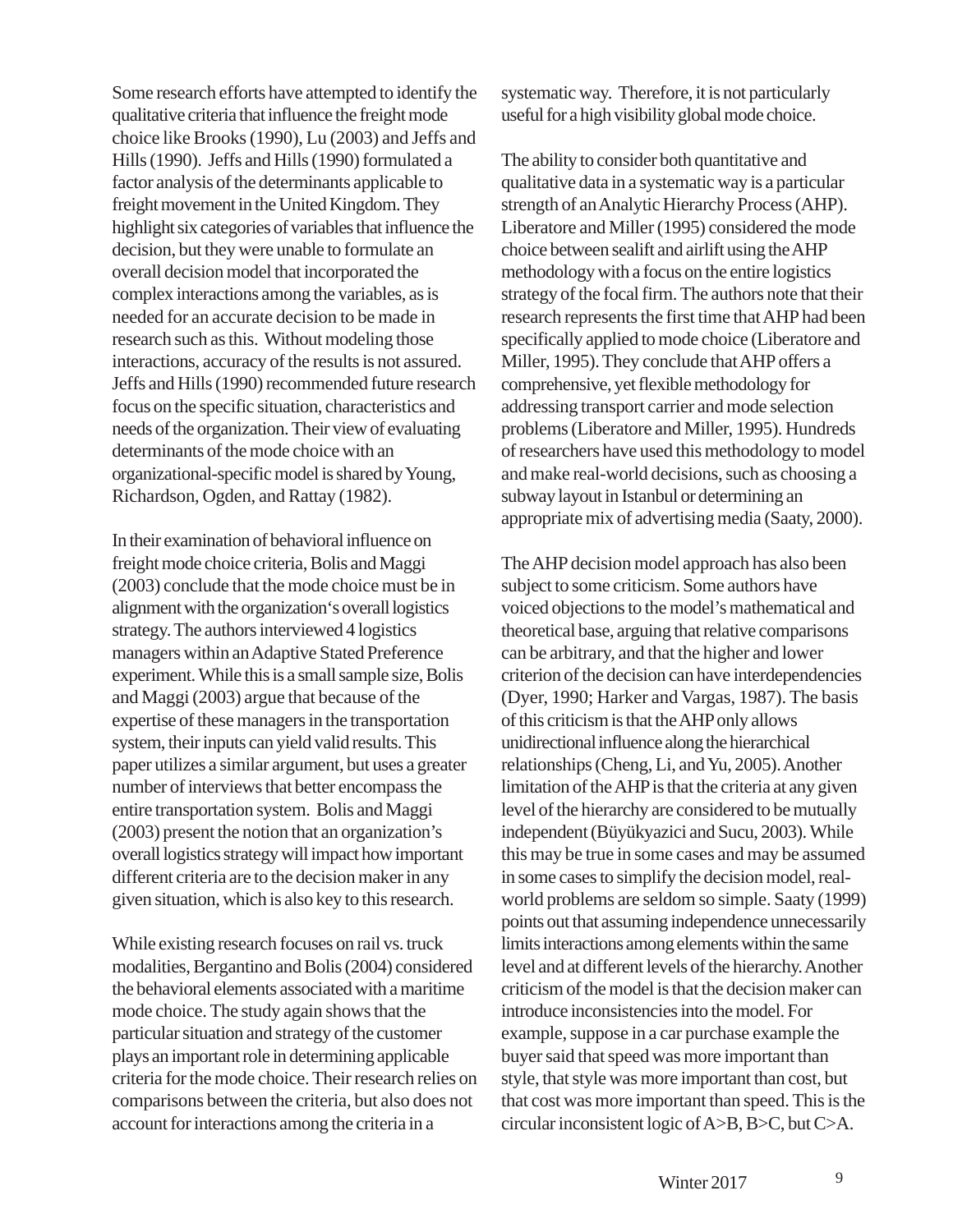Some research efforts have attempted to identify the qualitative criteria that influence the freight mode choice like Brooks (1990), Lu (2003) and Jeffs and Hills (1990). Jeffs and Hills (1990) formulated a factor analysis of the determinants applicable to freight movement in the United Kingdom. They highlight six categories of variables that influence the decision, but they were unable to formulate an overall decision model that incorporated the complex interactions among the variables, as is needed for an accurate decision to be made in research such as this. Without modeling those interactions, accuracy of the results is not assured. Jeffs and Hills (1990) recommended future research focus on the specific situation, characteristics and needs of the organization. Their view of evaluating determinants of the mode choice with an organizational-specific model is shared by Young, Richardson, Ogden, and Rattay (1982).

In their examination of behavioral influence on freight mode choice criteria, Bolis and Maggi (2003) conclude that the mode choice must be in alignment with the organization's overall logistics strategy. The authors interviewed 4 logistics managers within an Adaptive Stated Preference experiment. While this is a small sample size, Bolis and Maggi (2003) argue that because of the expertise of these managers in the transportation system, their inputs can yield valid results. This paper utilizes a similar argument, but uses a greater number of interviews that better encompass the entire transportation system. Bolis and Maggi (2003) present the notion that an organization's overall logistics strategy will impact how important different criteria are to the decision maker in any given situation, which is also key to this research.

While existing research focuses on rail vs. truck modalities, Bergantino and Bolis (2004) considered the behavioral elements associated with a maritime mode choice. The study again shows that the particular situation and strategy of the customer plays an important role in determining applicable criteria for the mode choice. Their research relies on comparisons between the criteria, but also does not account for interactions among the criteria in a systematic way. Therefore, it is not particularly useful for a high visibility global mode choice.

The ability to consider both quantitative and qualitative data in a systematic way is a particular strength of an Analytic Hierarchy Process (AHP). Liberatore and Miller (1995) considered the mode choice between sealift and airlift using the AHP methodology with a focus on the entire logistics strategy of the focal firm. The authors note that their research represents the first time that AHP had been specifically applied to mode choice (Liberatore and Miller, 1995). They conclude that AHP offers a comprehensive, yet flexible methodology for addressing transport carrier and mode selection problems (Liberatore and Miller, 1995). Hundreds of researchers have used this methodology to model and make real-world decisions, such as choosing a subway layout in Istanbul or determining an appropriate mix of advertising media (Saaty, 2000).

The AHP decision model approach has also been subject to some criticism. Some authors have voiced objections to the model's mathematical and theoretical base, arguing that relative comparisons can be arbitrary, and that the higher and lower criterion of the decision can have interdependencies (Dyer, 1990; Harker and Vargas, 1987). The basis of this criticism is that the AHP only allows unidirectional influence along the hierarchical relationships (Cheng, Li, and Yu, 2005). Another limitation of the AHP is that the criteria at any given level of the hierarchy are considered to be mutually independent (Büyükyazici and Sucu, 2003). While this may be true in some cases and may be assumed in some cases to simplify the decision model, real-world problems are seldom so simple. Saaty (1999) points out that assuming independence unnecessarily limits interactions among elements within the same level and at different levels of the hierarchy. Another criticism of the model is that the decision maker can introduce inconsistencies into the model. For example, suppose in a car purchase example the buyer said that speed was more important than style, that style was more important than cost, but that cost was more important than speed. This is the circular inconsistent logic of A>B, B>C, but C>A.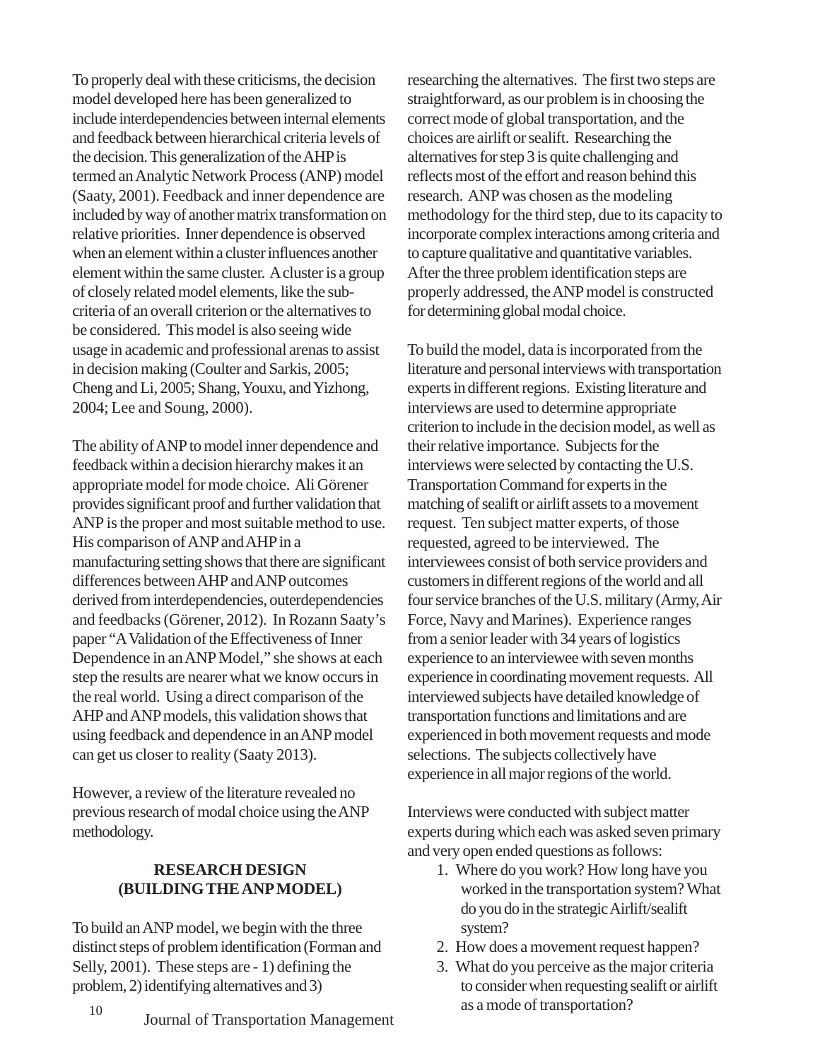To properly deal with these criticisms, the decision model developed here has been generalized to include interdependencies between internal elements and feedback between hierarchical criteria levels of the decision. This generalization of the AHP is termed an Analytic Network Process (ANP) model (Saaty, 2001). Feedback and inner dependence are included by way of another matrix transformation on relative priorities. Inner dependence is observed when an element within a cluster influences another element within the same cluster. A cluster is a group of closely related model elements, like the sub-criteria of an overall criterion or the alternatives to be considered. This model is also seeing wide usage in academic and professional arenas to assist in decision making (Coulter and Sarkis, 2005; Cheng and Li, 2005; Shang, Youxu, and Yizhong, 2004; Lee and Soung, 2000).

The ability of ANP to model inner dependence and feedback within a decision hierarchy makes it an appropriate model for mode choice. Ali Görener provides significant proof and further validation that ANP is the proper and most suitable method to use. His comparison of ANP and AHP in a manufacturing setting shows that there are significant differences between AHP and ANP outcomes derived from interdependencies, outerdependencies and feedbacks (Görener, 2012). In Rozann Saaty's paper "A Validation of the Effectiveness of Inner Dependence in an ANP Model," she shows at each step the results are nearer what we know occurs in the real world. Using a direct comparison of the AHP and ANP models, this validation shows that using feedback and dependence in an ANP model can get us closer to reality (Saaty 2013).

However, a review of the literature revealed no previous research of modal choice using the ANP methodology.

## RESEARCH DESIGN (BUILDING THE ANP MODEL)

To build an ANP model, we begin with the three distinct steps of problem identification (Forman and Selly, 2001). These steps are - 1) defining the problem, 2) identifying alternatives and 3) researching the alternatives. The first two steps are straightforward, as our problem is in choosing the correct mode of global transportation, and the choices are airlift or sealift. Researching the alternatives for step 3 is quite challenging and reflects most of the effort and reason behind this research. ANP was chosen as the modeling methodology for the third step, due to its capacity to incorporate complex interactions among criteria and to capture qualitative and quantitative variables. After the three problem identification steps are properly addressed, the ANP model is constructed for determining global modal choice.

To build the model, data is incorporated from the literature and personal interviews with transportation experts in different regions. Existing literature and interviews are used to determine appropriate criterion to include in the decision model, as well as their relative importance. Subjects for the interviews were selected by contacting the U.S. Transportation Command for experts in the matching of sealift or airlift assets to a movement request. Ten subject matter experts, of those requested, agreed to be interviewed. The interviewees consist of both service providers and customers in different regions of the world and all four service branches of the U.S. military (Army, Air Force, Navy and Marines). Experience ranges from a senior leader with 34 years of logistics experience to an interviewee with seven months experience in coordinating movement requests. All interviewed subjects have detailed knowledge of transportation functions and limitations and are experienced in both movement requests and mode selections. The subjects collectively have experience in all major regions of the world.

Interviews were conducted with subject matter experts during which each was asked seven primary and very open ended questions as follows:

1. Where do you work? How long have you worked in the transportation system? What do you do in the strategic Airlift/sealift system?
2. How does a movement request happen?
3. What do you perceive as the major criteria to consider when requesting sealift or airlift as a mode of transportation?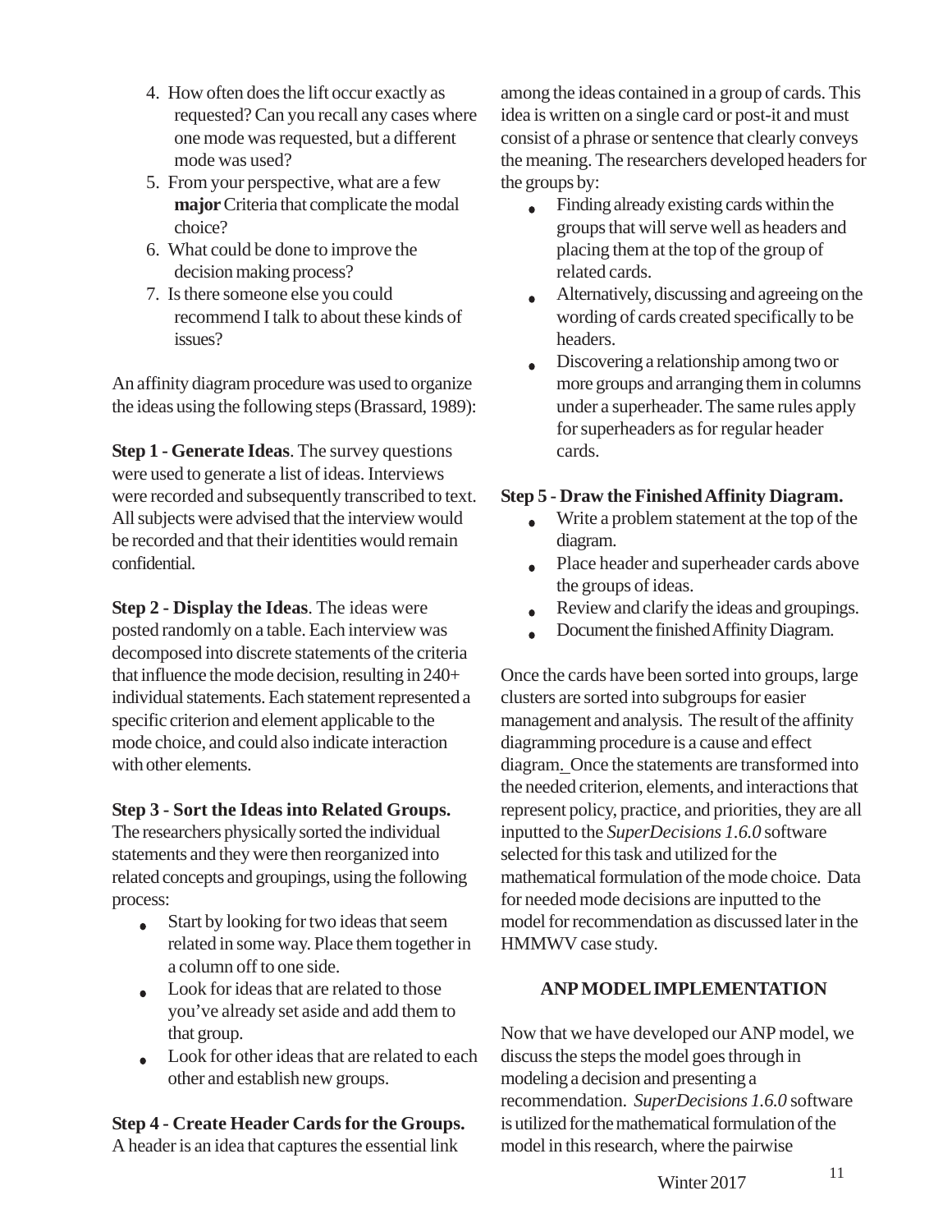4. How often does the lift occur exactly as requested? Can you recall any cases where one mode was requested, but a different mode was used?
5. From your perspective, what are a few **major** Criteria that complicate the modal choice?
6. What could be done to improve the decision making process?
7. Is there someone else you could recommend I talk to about these kinds of issues?

An affinity diagram procedure was used to organize the ideas using the following steps (Brassard, 1989):

**Step 1 - Generate Ideas**. The survey questions were used to generate a list of ideas. Interviews were recorded and subsequently transcribed to text. All subjects were advised that the interview would be recorded and that their identities would remain confidential.

**Step 2 - Display the Ideas**. The ideas were posted randomly on a table. Each interview was decomposed into discrete statements of the criteria that influence the mode decision, resulting in 240+ individual statements. Each statement represented a specific criterion and element applicable to the mode choice, and could also indicate interaction with other elements.

**Step 3 - Sort the Ideas into Related Groups.** The researchers physically sorted the individual statements and they were then reorganized into related concepts and groupings, using the following process:

- Start by looking for two ideas that seem related in some way. Place them together in a column off to one side.
- Look for ideas that are related to those you've already set aside and add them to that group.
- Look for other ideas that are related to each other and establish new groups.

**Step 4 - Create Header Cards for the Groups.** A header is an idea that captures the essential link among the ideas contained in a group of cards. This idea is written on a single card or post-it and must consist of a phrase or sentence that clearly conveys the meaning. The researchers developed headers for the groups by:

- Finding already existing cards within the groups that will serve well as headers and placing them at the top of the group of related cards.
- Alternatively, discussing and agreeing on the wording of cards created specifically to be headers.
- Discovering a relationship among two or more groups and arranging them in columns under a superheader. The same rules apply for superheaders as for regular header cards.

**Step 5 - Draw the Finished Affinity Diagram.**

- Write a problem statement at the top of the diagram.
- Place header and superheader cards above the groups of ideas.
- Review and clarify the ideas and groupings.
- Document the finished Affinity Diagram.

Once the cards have been sorted into groups, large clusters are sorted into subgroups for easier management and analysis. The result of the affinity diagramming procedure is a cause and effect diagram. Once the statements are transformed into the needed criterion, elements, and interactions that represent policy, practice, and priorities, they are all inputted to the *SuperDecisions 1.6.0* software selected for this task and utilized for the mathematical formulation of the mode choice. Data for needed mode decisions are inputted to the model for recommendation as discussed later in the HMMWV case study.

## ANP MODEL IMPLEMENTATION

Now that we have developed our ANP model, we discuss the steps the model goes through in modeling a decision and presenting a recommendation. *SuperDecisions 1.6.0* software is utilized for the mathematical formulation of the model in this research, where the pairwise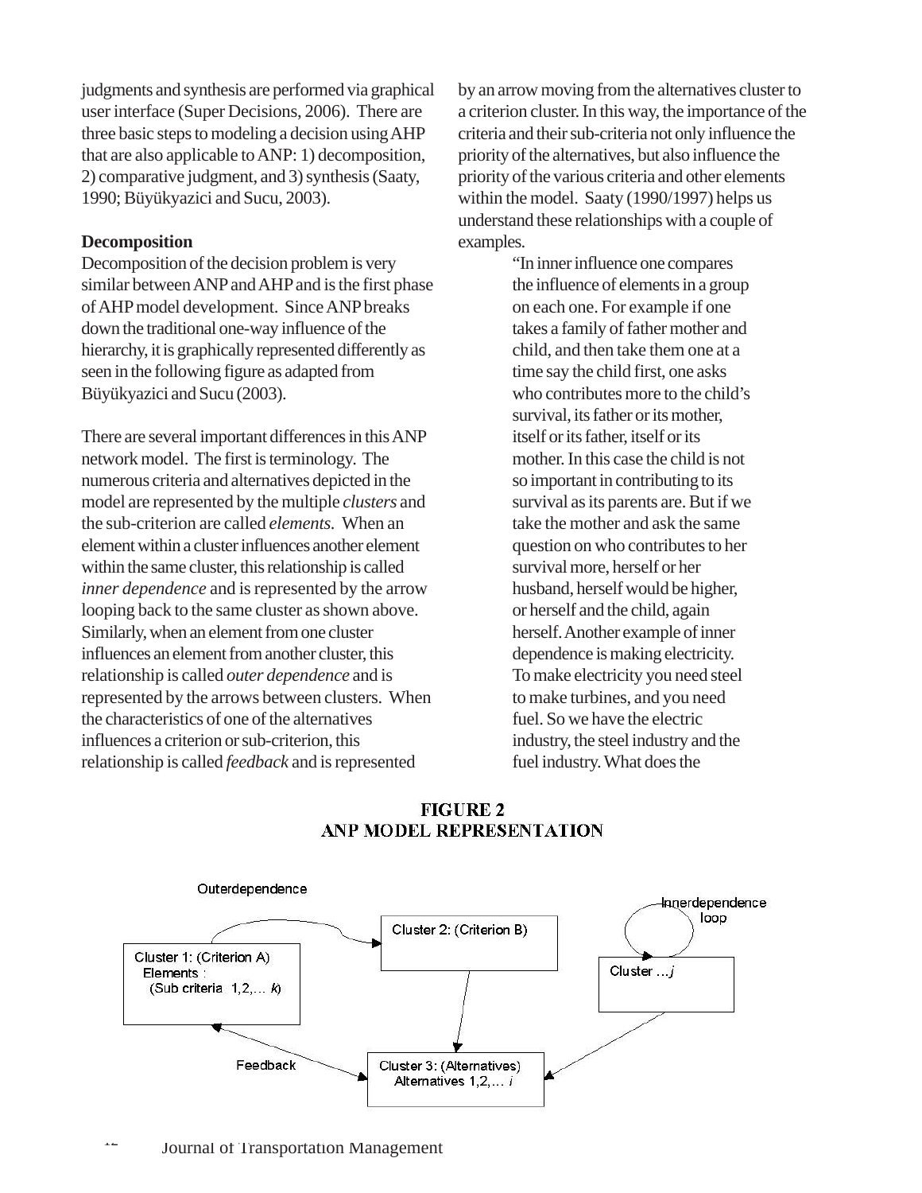judgments and synthesis are performed via graphical user interface (Super Decisions, 2006). There are three basic steps to modeling a decision using AHP that are also applicable to ANP: 1) decomposition, 2) comparative judgment, and 3) synthesis (Saaty, 1990; Büyükyazici and Sucu, 2003).

**Decomposition**

Decomposition of the decision problem is very similar between ANP and AHP and is the first phase of AHP model development. Since ANP breaks down the traditional one-way influence of the hierarchy, it is graphically represented differently as seen in the following figure as adapted from Büyükyazici and Sucu (2003).

There are several important differences in this ANP network model. The first is terminology. The numerous criteria and alternatives depicted in the model are represented by the multiple *clusters* and the sub-criterion are called *elements*. When an element within a cluster influences another element within the same cluster, this relationship is called *inner dependence* and is represented by the arrow looping back to the same cluster as shown above. Similarly, when an element from one cluster influences an element from another cluster, this relationship is called *outer dependence* and is represented by the arrows between clusters. When the characteristics of one of the alternatives influences a criterion or sub-criterion, this relationship is called *feedback* and is represented by an arrow moving from the alternatives cluster to a criterion cluster. In this way, the importance of the criteria and their sub-criteria not only influence the priority of the alternatives, but also influence the priority of the various criteria and other elements within the model. Saaty (1990/1997) helps us understand these relationships with a couple of examples.

> "In inner influence one compares the influence of elements in a group on each one. For example if one takes a family of father mother and child, and then take them one at a time say the child first, one asks who contributes more to the child's survival, its father or its mother, itself or its father, itself or its mother. In this case the child is not so important in contributing to its survival as its parents are. But if we take the mother and ask the same question on who contributes to her survival more, herself or her husband, herself would be higher, or herself and the child, again herself. Another example of inner dependence is making electricity. To make electricity you need steel to make turbines, and you need fuel. So we have the electric industry, the steel industry and the fuel industry. What does the

**FIGURE 2**
**ANP MODEL REPRESENTATION**

Outerdependence

Cluster 1: (Criterion A)
Elements :
(Sub criteria 1,2,… *k*)

Cluster 2: (Criterion B)

Innerdependence loop

Cluster …*j*

Feedback

Cluster 3: (Alternatives)
Alternatives 1,2,… *i*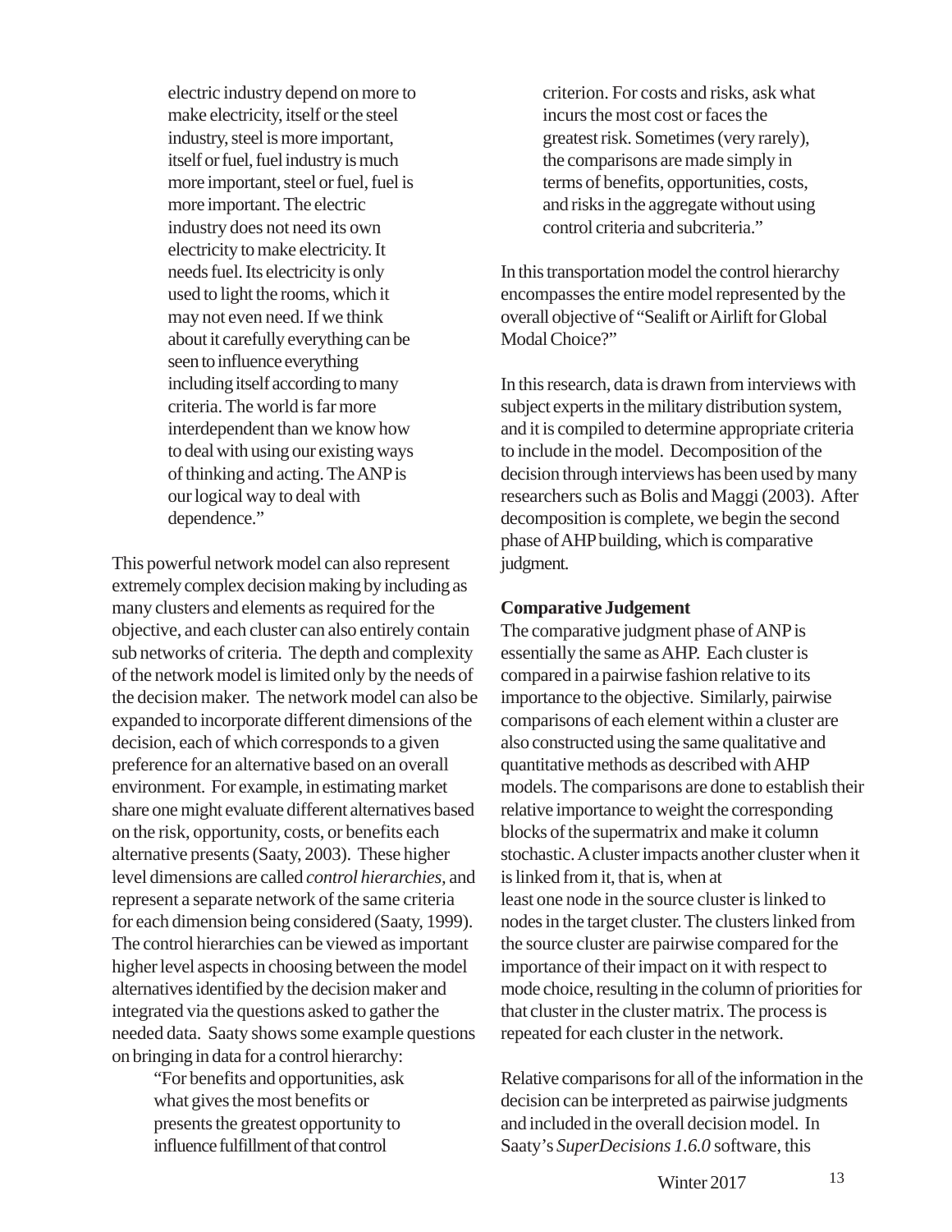> electric industry depend on more to make electricity, itself or the steel industry, steel is more important, itself or fuel, fuel industry is much more important, steel or fuel, fuel is more important. The electric industry does not need its own electricity to make electricity. It needs fuel. Its electricity is only used to light the rooms, which it may not even need. If we think about it carefully everything can be seen to influence everything including itself according to many criteria. The world is far more interdependent than we know how to deal with using our existing ways of thinking and acting. The ANP is our logical way to deal with dependence."

This powerful network model can also represent extremely complex decision making by including as many clusters and elements as required for the objective, and each cluster can also entirely contain sub networks of criteria. The depth and complexity of the network model is limited only by the needs of the decision maker. The network model can also be expanded to incorporate different dimensions of the decision, each of which corresponds to a given preference for an alternative based on an overall environment. For example, in estimating market share one might evaluate different alternatives based on the risk, opportunity, costs, or benefits each alternative presents (Saaty, 2003). These higher level dimensions are called *control hierarchies*, and represent a separate network of the same criteria for each dimension being considered (Saaty, 1999). The control hierarchies can be viewed as important higher level aspects in choosing between the model alternatives identified by the decision maker and integrated via the questions asked to gather the needed data. Saaty shows some example questions on bringing in data for a control hierarchy:

> "For benefits and opportunities, ask what gives the most benefits or presents the greatest opportunity to influence fulfillment of that control criterion. For costs and risks, ask what incurs the most cost or faces the greatest risk. Sometimes (very rarely), the comparisons are made simply in terms of benefits, opportunities, costs, and risks in the aggregate without using control criteria and subcriteria."

In this transportation model the control hierarchy encompasses the entire model represented by the overall objective of "Sealift or Airlift for Global Modal Choice?"

In this research, data is drawn from interviews with subject experts in the military distribution system, and it is compiled to determine appropriate criteria to include in the model. Decomposition of the decision through interviews has been used by many researchers such as Bolis and Maggi (2003). After decomposition is complete, we begin the second phase of AHP building, which is comparative judgment.

**Comparative Judgement**

The comparative judgment phase of ANP is essentially the same as AHP. Each cluster is compared in a pairwise fashion relative to its importance to the objective. Similarly, pairwise comparisons of each element within a cluster are also constructed using the same qualitative and quantitative methods as described with AHP models. The comparisons are done to establish their relative importance to weight the corresponding blocks of the supermatrix and make it column stochastic. A cluster impacts another cluster when it is linked from it, that is, when at least one node in the source cluster is linked to nodes in the target cluster. The clusters linked from the source cluster are pairwise compared for the importance of their impact on it with respect to mode choice, resulting in the column of priorities for that cluster in the cluster matrix. The process is repeated for each cluster in the network.

Relative comparisons for all of the information in the decision can be interpreted as pairwise judgments and included in the overall decision model. In Saaty's *SuperDecisions 1.6.0* software, this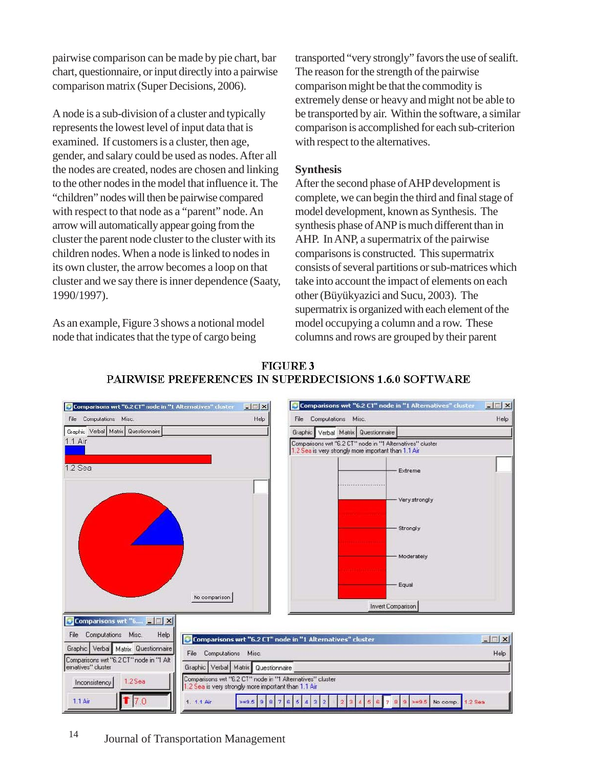pairwise comparison can be made by pie chart, bar chart, questionnaire, or input directly into a pairwise comparison matrix (Super Decisions, 2006).

A node is a sub-division of a cluster and typically represents the lowest level of input data that is examined. If customers is a cluster, then age, gender, and salary could be used as nodes. After all the nodes are created, nodes are chosen and linking to the other nodes in the model that influence it. The "children" nodes will then be pairwise compared with respect to that node as a "parent" node. An arrow will automatically appear going from the cluster the parent node cluster to the cluster with its children nodes. When a node is linked to nodes in its own cluster, the arrow becomes a loop on that cluster and we say there is inner dependence (Saaty, 1990/1997).

As an example, Figure 3 shows a notional model node that indicates that the type of cargo being transported "very strongly" favors the use of sealift. The reason for the strength of the pairwise comparison might be that the commodity is extremely dense or heavy and might not be able to be transported by air. Within the software, a similar comparison is accomplished for each sub-criterion with respect to the alternatives.

## Synthesis

After the second phase of AHP development is complete, we can begin the third and final stage of model development, known as Synthesis. The synthesis phase of ANP is much different than in AHP. In ANP, a supermatrix of the pairwise comparisons is constructed. This supermatrix consists of several partitions or sub-matrices which take into account the impact of elements on each other (Büyükyazici and Sucu, 2003). The supermatrix is organized with each element of the model occupying a column and a row. These columns and rows are grouped by their parent

**FIGURE 3**
**PAIRWISE PREFERENCES IN SUPERDECISIONS 1.6.0 SOFTWARE**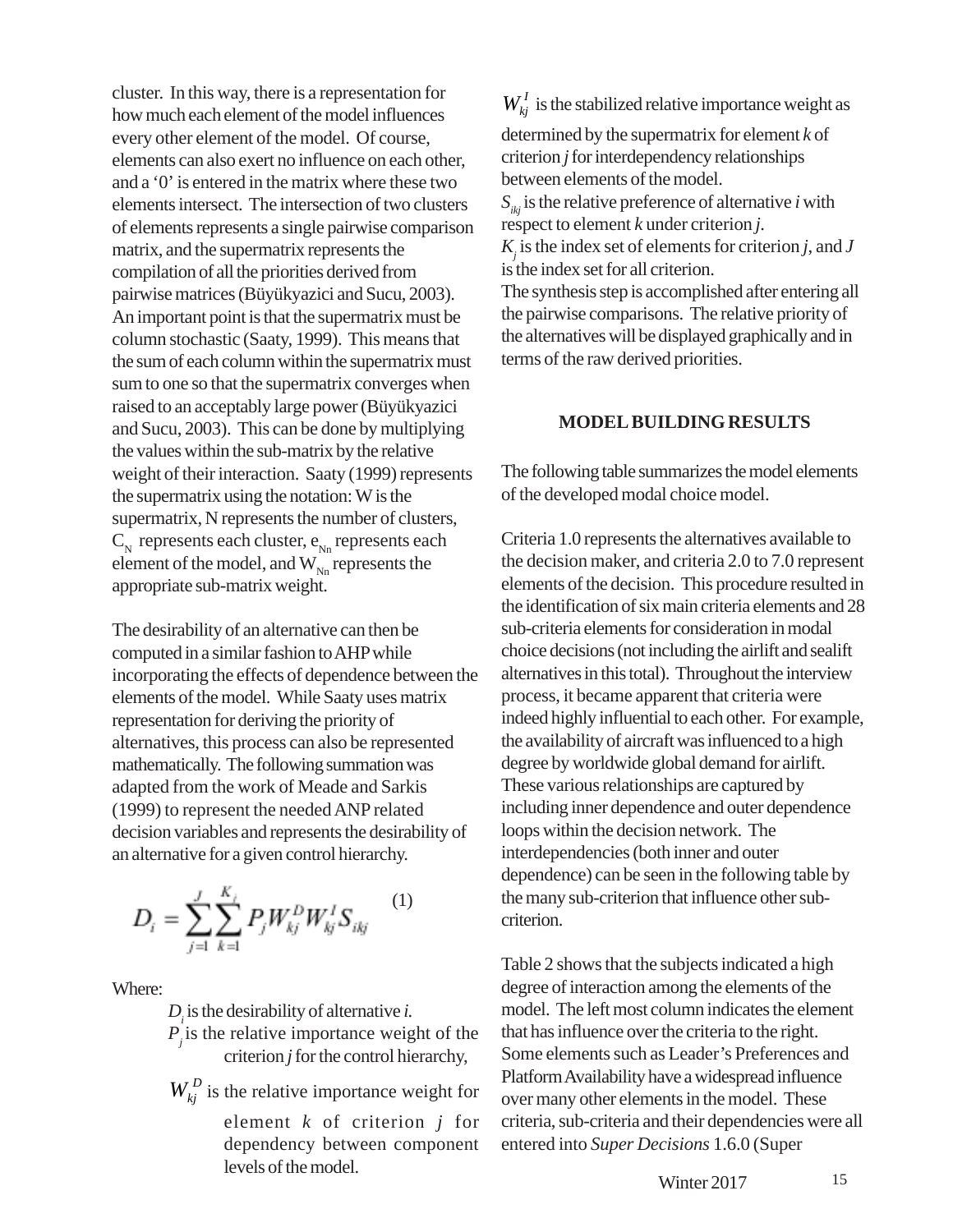cluster. In this way, there is a representation for how much each element of the model influences every other element of the model. Of course, elements can also exert no influence on each other, and a '0' is entered in the matrix where these two elements intersect. The intersection of two clusters of elements represents a single pairwise comparison matrix, and the supermatrix represents the compilation of all the priorities derived from pairwise matrices (Büyükyazici and Sucu, 2003). An important point is that the supermatrix must be column stochastic (Saaty, 1999). This means that the sum of each column within the supermatrix must sum to one so that the supermatrix converges when raised to an acceptably large power (Büyükyazici and Sucu, 2003). This can be done by multiplying the values within the sub-matrix by the relative weight of their interaction. Saaty (1999) represents the supermatrix using the notation: W is the supermatrix, N represents the number of clusters, $C_N$ represents each cluster, $e_{Nn}$ represents each element of the model, and $W_{Nn}$ represents the appropriate sub-matrix weight.

The desirability of an alternative can then be computed in a similar fashion to AHP while incorporating the effects of dependence between the elements of the model. While Saaty uses matrix representation for deriving the priority of alternatives, this process can also be represented mathematically. The following summation was adapted from the work of Meade and Sarkis (1999) to represent the needed ANP related decision variables and represents the desirability of an alternative for a given control hierarchy.

$$D_i = \sum_{j=1}^{J} \sum_{k=1}^{K_j} P_j W_{kj}^D W_{kj}^I S_{ikj} \quad (1)$$

Where:

$D_i$ is the desirability of alternative *i*.
$P_j$ is the relative importance weight of the criterion *j* for the control hierarchy,
$W_{kj}^D$ is the relative importance weight for element *k* of criterion *j* for dependency between component levels of the model.
$W_{kj}^I$ is the stabilized relative importance weight as determined by the supermatrix for element *k* of criterion *j* for interdependency relationships between elements of the model.
$S_{ikj}$ is the relative preference of alternative *i* with respect to element *k* under criterion *j*.
$K_j$ is the index set of elements for criterion *j*, and *J* is the index set for all criterion.

The synthesis step is accomplished after entering all the pairwise comparisons. The relative priority of the alternatives will be displayed graphically and in terms of the raw derived priorities.

## MODEL BUILDING RESULTS

The following table summarizes the model elements of the developed modal choice model.

Criteria 1.0 represents the alternatives available to the decision maker, and criteria 2.0 to 7.0 represent elements of the decision. This procedure resulted in the identification of six main criteria elements and 28 sub-criteria elements for consideration in modal choice decisions (not including the airlift and sealift alternatives in this total). Throughout the interview process, it became apparent that criteria were indeed highly influential to each other. For example, the availability of aircraft was influenced to a high degree by worldwide global demand for airlift. These various relationships are captured by including inner dependence and outer dependence loops within the decision network. The interdependencies (both inner and outer dependence) can be seen in the following table by the many sub-criterion that influence other sub-criterion.

Table 2 shows that the subjects indicated a high degree of interaction among the elements of the model. The left most column indicates the element that has influence over the criteria to the right. Some elements such as Leader's Preferences and Platform Availability have a widespread influence over many other elements in the model. These criteria, sub-criteria and their dependencies were all entered into *Super Decisions* 1.6.0 (Super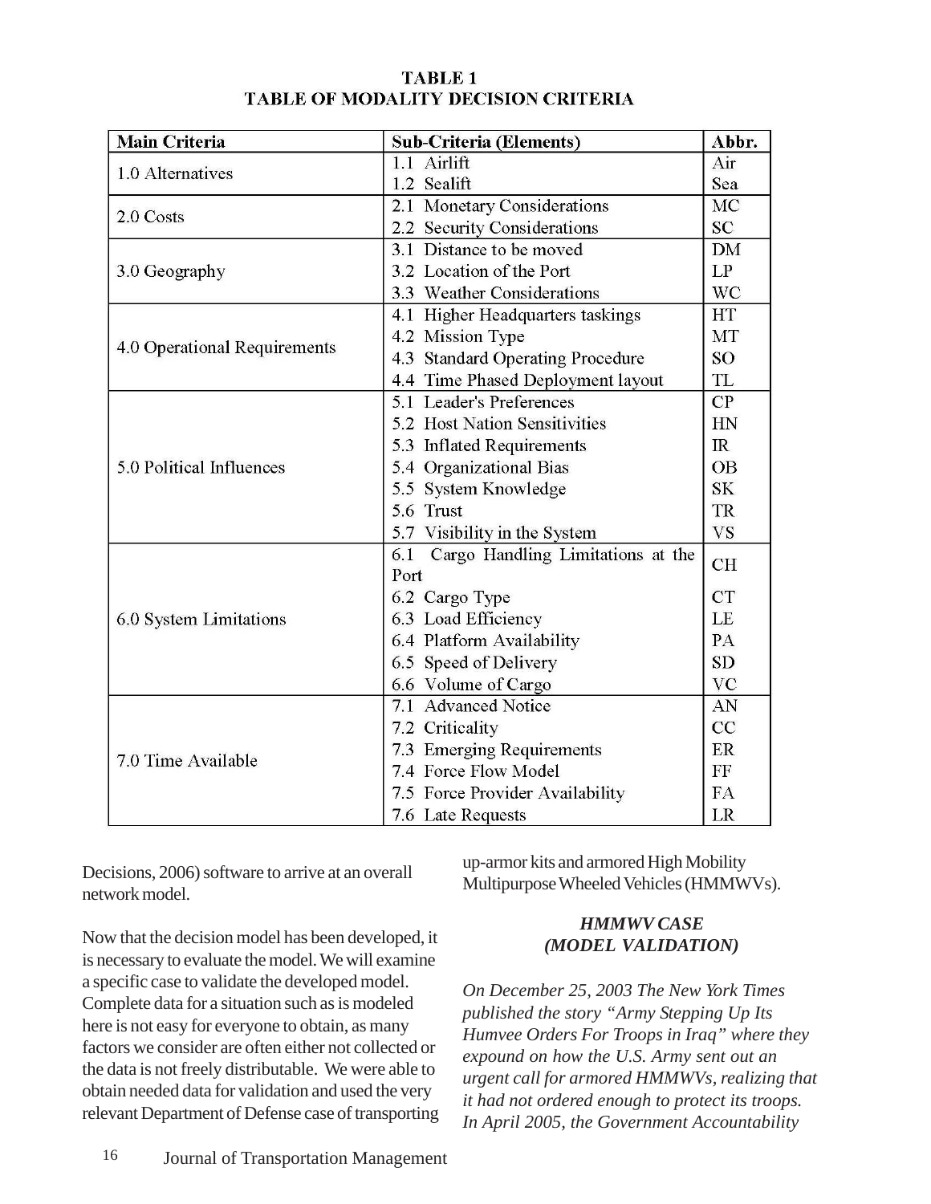**TABLE 1**
**TABLE OF MODALITY DECISION CRITERIA**

| Main Criteria | Sub-Criteria (Elements) | Abbr. |
|---|---|---|
| 1.0 Alternatives | 1.1 Airlift | Air |
| | 1.2 Sealift | Sea |
| 2.0 Costs | 2.1 Monetary Considerations | MC |
| | 2.2 Security Considerations | SC |
| 3.0 Geography | 3.1 Distance to be moved | DM |
| | 3.2 Location of the Port | LP |
| | 3.3 Weather Considerations | WC |
| 4.0 Operational Requirements | 4.1 Higher Headquarters taskings | HT |
| | 4.2 Mission Type | MT |
| | 4.3 Standard Operating Procedure | SO |
| | 4.4 Time Phased Deployment layout | TL |
| 5.0 Political Influences | 5.1 Leader's Preferences | CP |
| | 5.2 Host Nation Sensitivities | HN |
| | 5.3 Inflated Requirements | IR |
| | 5.4 Organizational Bias | OB |
| | 5.5 System Knowledge | SK |
| | 5.6 Trust | TR |
| | 5.7 Visibility in the System | VS |
| 6.0 System Limitations | 6.1 Cargo Handling Limitations at the Port | CH |
| | 6.2 Cargo Type | CT |
| | 6.3 Load Efficiency | LE |
| | 6.4 Platform Availability | PA |
| | 6.5 Speed of Delivery | SD |
| | 6.6 Volume of Cargo | VC |
| 7.0 Time Available | 7.1 Advanced Notice | AN |
| | 7.2 Criticality | CC |
| | 7.3 Emerging Requirements | ER |
| | 7.4 Force Flow Model | FF |
| | 7.5 Force Provider Availability | FA |
| | 7.6 Late Requests | LR |

Decisions, 2006) software to arrive at an overall network model.

Now that the decision model has been developed, it is necessary to evaluate the model. We will examine a specific case to validate the developed model. Complete data for a situation such as is modeled here is not easy for everyone to obtain, as many factors we consider are often either not collected or the data is not freely distributable. We were able to obtain needed data for validation and used the very relevant Department of Defense case of transporting up-armor kits and armored High Mobility Multipurpose Wheeled Vehicles (HMMWVs).

### *HMMWV CASE (MODEL VALIDATION)*

*On December 25, 2003 The New York Times published the story "Army Stepping Up Its Humvee Orders For Troops in Iraq" where they expound on how the U.S. Army sent out an urgent call for armored HMMWVs, realizing that it had not ordered enough to protect its troops. In April 2005, the Government Accountability*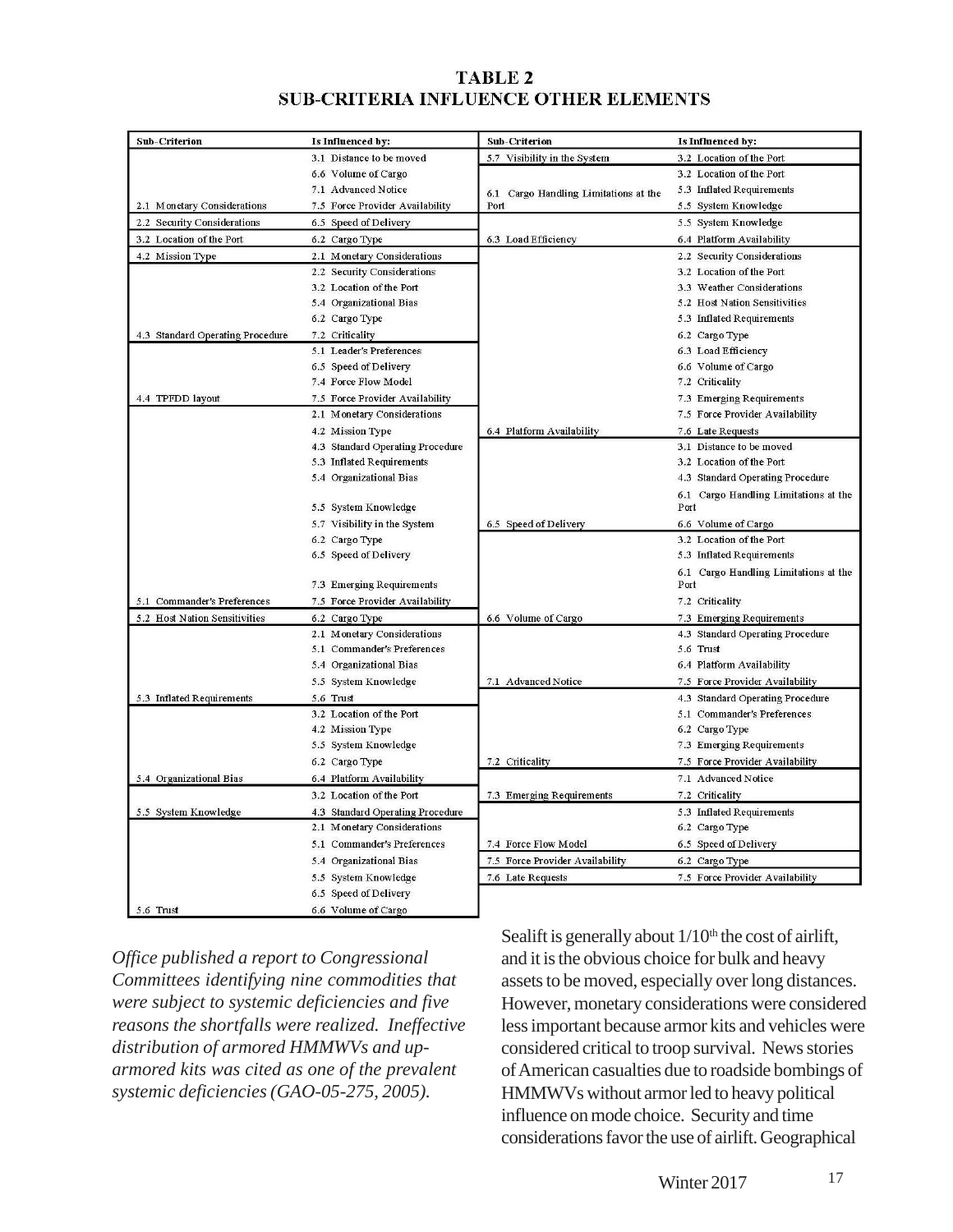**TABLE 2**
**SUB-CRITERIA INFLUENCE OTHER ELEMENTS**

| Sub-Criterion | Is Influenced by: |
|---|---|
| 2.1 Monetary Considerations | 3.1 Distance to be moved<br>6.6 Volume of Cargo<br>7.1 Advanced Notice<br>7.5 Force Provider Availability |
| 2.2 Security Considerations | 6.5 Speed of Delivery |
| 3.2 Location of the Port | 6.2 Cargo Type |
| 4.2 Mission Type | 2.1 Monetary Considerations |
| 4.3 Standard Operating Procedure | 2.2 Security Considerations<br>3.2 Location of the Port<br>5.4 Organizational Bias<br>6.2 Cargo Type<br>7.2 Criticality |
| 4.4 TPFDD layout | 5.1 Leader's Preferences<br>6.5 Speed of Delivery<br>7.4 Force Flow Model<br>7.5 Force Provider Availability |
| 5.1 Commander's Preferences | 2.1 Monetary Considerations<br>4.2 Mission Type<br>4.3 Standard Operating Procedure<br>5.3 Inflated Requirements<br>5.4 Organizational Bias<br>5.5 System Knowledge<br>5.7 Visibility in the System<br>6.2 Cargo Type<br>6.5 Speed of Delivery<br>7.3 Emerging Requirements<br>7.5 Force Provider Availability |
| 5.2 Host Nation Sensitivities | 6.2 Cargo Type |
| 5.3 Inflated Requirements | 2.1 Monetary Considerations<br>5.1 Commander's Preferences<br>5.4 Organizational Bias<br>5.5 System Knowledge<br>5.6 Trust |
| 5.4 Organizational Bias | 3.2 Location of the Port<br>4.2 Mission Type<br>5.5 System Knowledge<br>6.2 Cargo Type<br>6.4 Platform Availability |
| 5.5 System Knowledge | 3.2 Location of the Port<br>4.3 Standard Operating Procedure |
| 5.6 Trust | 2.1 Monetary Considerations<br>5.1 Commander's Preferences<br>5.4 Organizational Bias<br>5.5 System Knowledge<br>6.5 Speed of Delivery<br>6.6 Volume of Cargo |
| 5.7 Visibility in the System | 3.2 Location of the Port |
| 6.1 Cargo Handling Limitations at the Port | 3.2 Location of the Port<br>5.3 Inflated Requirements<br>5.5 System Knowledge |
| 6.3 Load Efficiency | 5.5 System Knowledge<br>6.4 Platform Availability |
| 6.4 Platform Availability | 2.2 Security Considerations<br>3.2 Location of the Port<br>3.3 Weather Considerations<br>5.2 Host Nation Sensitivities<br>5.3 Inflated Requirements<br>6.2 Cargo Type<br>6.3 Load Efficiency<br>6.6 Volume of Cargo<br>7.2 Criticality<br>7.3 Emerging Requirements<br>7.5 Force Provider Availability<br>7.6 Late Requests |
| 6.5 Speed of Delivery | 3.1 Distance to be moved<br>3.2 Location of the Port<br>4.3 Standard Operating Procedure<br>6.1 Cargo Handling Limitations at the Port<br>6.6 Volume of Cargo |
| 6.6 Volume of Cargo | 3.2 Location of the Port<br>5.3 Inflated Requirements<br>6.1 Cargo Handling Limitations at the Port<br>7.2 Criticality<br>7.3 Emerging Requirements |
| 7.1 Advanced Notice | 4.3 Standard Operating Procedure<br>5.6 Trust<br>6.4 Platform Availability<br>7.5 Force Provider Availability |
| 7.2 Criticality | 4.3 Standard Operating Procedure<br>5.1 Commander's Preferences<br>6.2 Cargo Type<br>7.3 Emerging Requirements<br>7.5 Force Provider Availability |
| 7.3 Emerging Requirements | 7.1 Advanced Notice<br>7.2 Criticality |
| 7.4 Force Flow Model | 5.3 Inflated Requirements<br>6.2 Cargo Type<br>6.5 Speed of Delivery |
| 7.5 Force Provider Availability | 6.2 Cargo Type |
| 7.6 Late Requests | 7.5 Force Provider Availability |

*Office published a report to Congressional Committees identifying nine commodities that were subject to systemic deficiencies and five reasons the shortfalls were realized. Ineffective distribution of armored HMMWVs and up-armored kits was cited as one of the prevalent systemic deficiencies (GAO-05-275, 2005).*

Sealift is generally about 1/10th the cost of airlift, and it is the obvious choice for bulk and heavy assets to be moved, especially over long distances. However, monetary considerations were considered less important because armor kits and vehicles were considered critical to troop survival. News stories of American casualties due to roadside bombings of HMMWVs without armor led to heavy political influence on mode choice. Security and time considerations favor the use of airlift. Geographical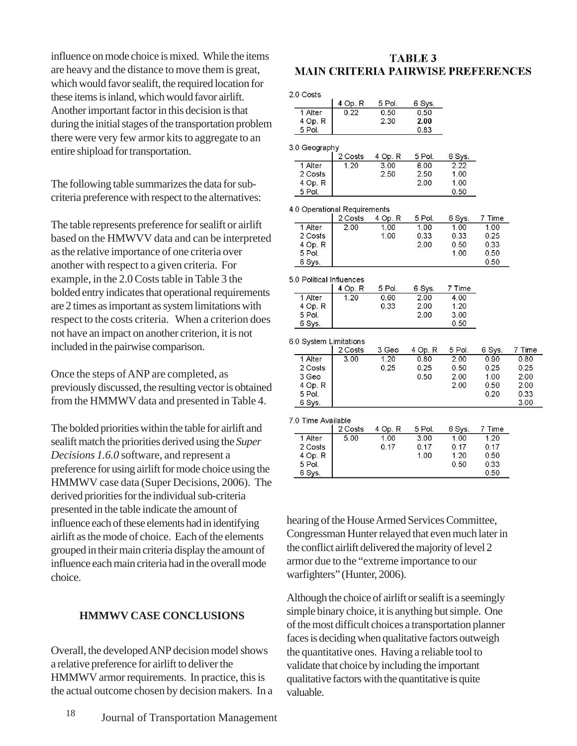influence on mode choice is mixed. While the items are heavy and the distance to move them is great, which would favor sealift, the required location for these items is inland, which would favor airlift. Another important factor in this decision is that during the initial stages of the transportation problem there were very few armor kits to aggregate to an entire shipload for transportation.

The following table summarizes the data for sub-criteria preference with respect to the alternatives:

The table represents preference for sealift or airlift based on the HMWVV data and can be interpreted as the relative importance of one criteria over another with respect to a given criteria. For example, in the 2.0 Costs table in Table 3 the bolded entry indicates that operational requirements are 2 times as important as system limitations with respect to the costs criteria. When a criterion does not have an impact on another criterion, it is not included in the pairwise comparison.

Once the steps of ANP are completed, as previously discussed, the resulting vector is obtained from the HMMWV data and presented in Table 4.

The bolded priorities within the table for airlift and sealift match the priorities derived using the *Super Decisions 1.6.0* software, and represent a preference for using airlift for mode choice using the HMMWV case data (Super Decisions, 2006). The derived priorities for the individual sub-criteria presented in the table indicate the amount of influence each of these elements had in identifying airlift as the mode of choice. Each of the elements grouped in their main criteria display the amount of influence each main criteria had in the overall mode choice.

## TABLE 3
## MAIN CRITERIA PAIRWISE PREFERENCES

2.0 Costs

| | 4 Op. R | 5 Pol. | 6 Sys. |
|---|---|---|---|
| 1 Alter | 0.22 | 0.50 | 0.50 |
| 4 Op. R | | 2.30 | **2.00** |
| 5 Pol. | | | 0.83 |

3.0 Geography

| | 2 Costs | 4 Op. R | 5 Pol. | 6 Sys. |
|---|---|---|---|---|
| 1 Alter | 1.20 | 3.00 | 6.00 | 2.22 |
| 2 Costs | | 2.50 | 2.50 | 1.00 |
| 4 Op. R | | | 2.00 | 1.00 |
| 5 Pol. | | | | 0.50 |

4.0 Operational Requirements

| | 2 Costs | 4 Op. R | 5 Pol. | 6 Sys. | 7 Time |
|---|---|---|---|---|---|
| 1 Alter | 2.00 | 1.00 | 1.00 | 1.00 | 1.00 |
| 2 Costs | | 1.00 | 0.33 | 0.33 | 0.25 |
| 4 Op. R | | | 2.00 | 0.50 | 0.33 |
| 5 Pol. | | | | 1.00 | 0.50 |
| 6 Sys. | | | | | 0.50 |

5.0 Political Influences

| | 4 Op. R | 5 Pol. | 6 Sys. | 7 Time |
|---|---|---|---|---|
| 1 Alter | 1.20 | 0.60 | 2.00 | 4.00 |
| 4 Op. R | | 0.33 | 2.00 | 1.20 |
| 5 Pol. | | | 2.00 | 3.00 |
| 6 Sys. | | | | 0.50 |

6.0 System Limitations

| | 2 Costs | 3 Geo | 4 Op. R | 5 Pol. | 6 Sys. | 7 Time |
|---|---|---|---|---|---|---|
| 1 Alter | 3.00 | 1.20 | 0.80 | 2.00 | 0.90 | 0.80 |
| 2 Costs | | 0.25 | 0.25 | 0.50 | 0.25 | 0.25 |
| 3 Geo | | | 0.50 | 2.00 | 1.00 | 2.00 |
| 4 Op. R | | | | 2.00 | 0.50 | 2.00 |
| 5 Pol. | | | | | 0.20 | 0.33 |
| 6 Sys. | | | | | | 3.00 |

7.0 Time Available

| | 2 Costs | 4 Op. R | 5 Pol. | 6 Sys. | 7 Time |
|---|---|---|---|---|---|
| 1 Alter | 5.00 | 1.00 | 3.00 | 1.00 | 1.20 |
| 2 Costs | | 0.17 | 0.17 | 0.17 | 0.17 |
| 4 Op. R | | | 1.00 | 1.20 | 0.50 |
| 5 Pol. | | | | 0.50 | 0.33 |
| 6 Sys. | | | | | 0.50 |

### HMMWV CASE CONCLUSIONS

Overall, the developed ANP decision model shows a relative preference for airlift to deliver the HMMWV armor requirements. In practice, this is the actual outcome chosen by decision makers. In a hearing of the House Armed Services Committee, Congressman Hunter relayed that even much later in the conflict airlift delivered the majority of level 2 armor due to the "extreme importance to our warfighters" (Hunter, 2006).

Although the choice of airlift or sealift is a seemingly simple binary choice, it is anything but simple. One of the most difficult choices a transportation planner faces is deciding when qualitative factors outweigh the quantitative ones. Having a reliable tool to validate that choice by including the important qualitative factors with the quantitative is quite valuable.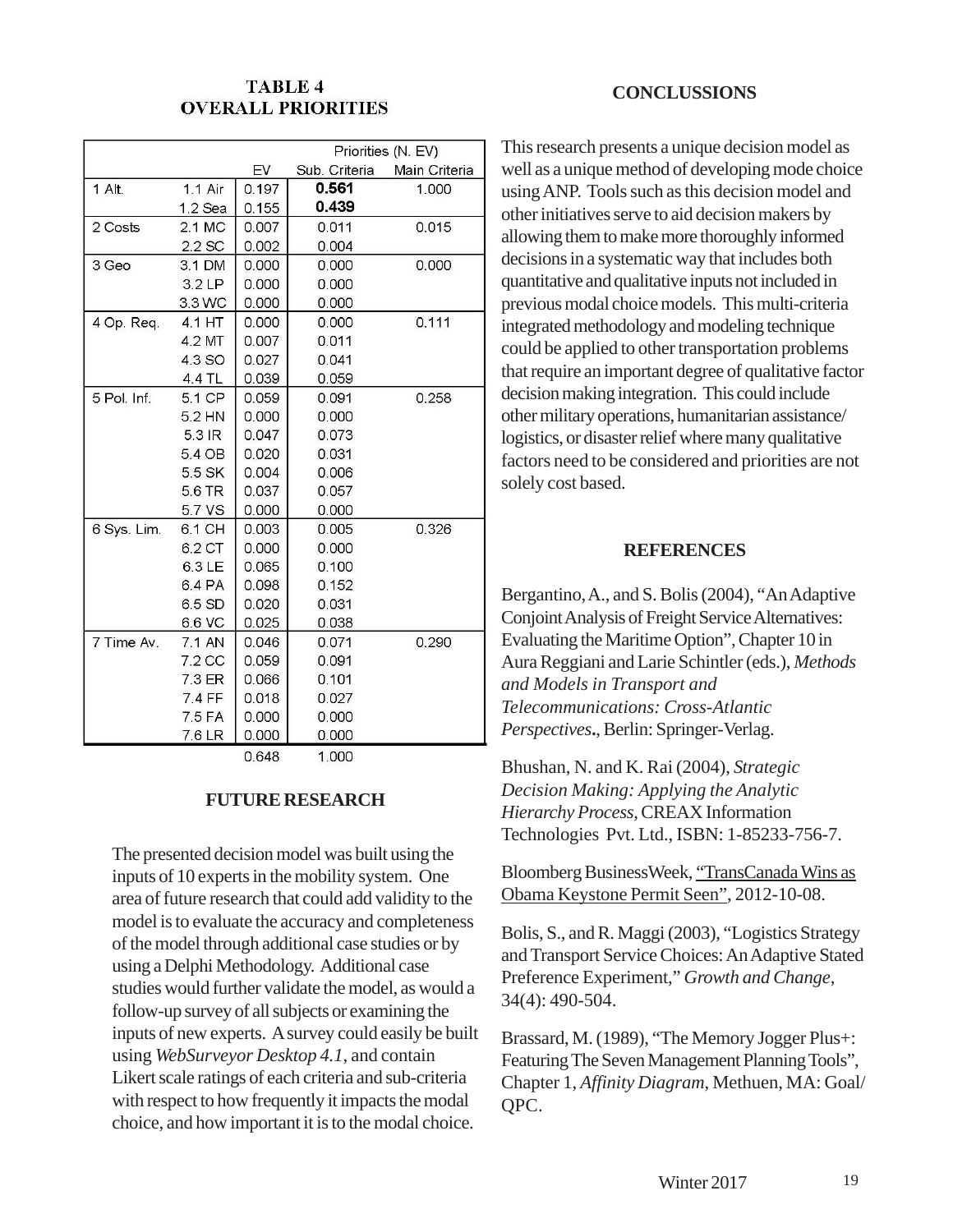**TABLE 4**
**OVERALL PRIORITIES**

| | | | Priorities (N. EV) | |
|---|---|---|---|---|
| | | EV | Sub. Criteria | Main Criteria |
| 1 Alt. | 1.1 Air | 0.197 | **0.561** | 1.000 |
| | 1.2 Sea | 0.155 | **0.439** | |
| 2 Costs | 2.1 MC | 0.007 | 0.011 | 0.015 |
| | 2.2 SC | 0.002 | 0.004 | |
| 3 Geo | 3.1 DM | 0.000 | 0.000 | 0.000 |
| | 3.2 LP | 0.000 | 0.000 | |
| | 3.3 WC | 0.000 | 0.000 | |
| 4 Op. Req. | 4.1 HT | 0.000 | 0.000 | 0.111 |
| | 4.2 MT | 0.007 | 0.011 | |
| | 4.3 SO | 0.027 | 0.041 | |
| | 4.4 TL | 0.039 | 0.059 | |
| 5 Pol. Inf. | 5.1 CP | 0.059 | 0.091 | 0.258 |
| | 5.2 HN | 0.000 | 0.000 | |
| | 5.3 IR | 0.047 | 0.073 | |
| | 5.4 OB | 0.020 | 0.031 | |
| | 5.5 SK | 0.004 | 0.006 | |
| | 5.6 TR | 0.037 | 0.057 | |
| | 5.7 VS | 0.000 | 0.000 | |
| 6 Sys. Lim. | 6.1 CH | 0.003 | 0.005 | 0.326 |
| | 6.2 CT | 0.000 | 0.000 | |
| | 6.3 LE | 0.065 | 0.100 | |
| | 6.4 PA | 0.098 | 0.152 | |
| | 6.5 SD | 0.020 | 0.031 | |
| | 6.6 VC | 0.025 | 0.038 | |
| 7 Time Av. | 7.1 AN | 0.046 | 0.071 | 0.290 |
| | 7.2 CC | 0.059 | 0.091 | |
| | 7.3 ER | 0.066 | 0.101 | |
| | 7.4 FF | 0.018 | 0.027 | |
| | 7.5 FA | 0.000 | 0.000 | |
| | 7.6 LR | 0.000 | 0.000 | |
| | | 0.648 | 1.000 | |

## FUTURE RESEARCH

The presented decision model was built using the inputs of 10 experts in the mobility system. One area of future research that could add validity to the model is to evaluate the accuracy and completeness of the model through additional case studies or by using a Delphi Methodology. Additional case studies would further validate the model, as would a follow-up survey of all subjects or examining the inputs of new experts. A survey could easily be built using *WebSurveyor Desktop 4.1*, and contain Likert scale ratings of each criteria and sub-criteria with respect to how frequently it impacts the modal choice, and how important it is to the modal choice.

## CONCLUSSIONS

This research presents a unique decision model as well as a unique method of developing mode choice using ANP. Tools such as this decision model and other initiatives serve to aid decision makers by allowing them to make more thoroughly informed decisions in a systematic way that includes both quantitative and qualitative inputs not included in previous modal choice models. This multi-criteria integrated methodology and modeling technique could be applied to other transportation problems that require an important degree of qualitative factor decision making integration. This could include other military operations, humanitarian assistance/logistics, or disaster relief where many qualitative factors need to be considered and priorities are not solely cost based.

## REFERENCES

Bergantino, A., and S. Bolis (2004), "An Adaptive Conjoint Analysis of Freight Service Alternatives: Evaluating the Maritime Option", Chapter 10 in Aura Reggiani and Larie Schintler (eds.), *Methods and Models in Transport and Telecommunications: Cross-Atlantic Perspectives.*, Berlin: Springer-Verlag.

Bhushan, N. and K. Rai (2004), *Strategic Decision Making: Applying the Analytic Hierarchy Process*, CREAX Information Technologies Pvt. Ltd., ISBN: 1-85233-756-7.

Bloomberg BusinessWeek, "TransCanada Wins as Obama Keystone Permit Seen", 2012-10-08.

Bolis, S., and R. Maggi (2003), "Logistics Strategy and Transport Service Choices: An Adaptive Stated Preference Experiment," *Growth and Change*, 34(4): 490-504.

Brassard, M. (1989), "The Memory Jogger Plus+: Featuring The Seven Management Planning Tools", Chapter 1, *Affinity Diagram*, Methuen, MA: Goal/QPC.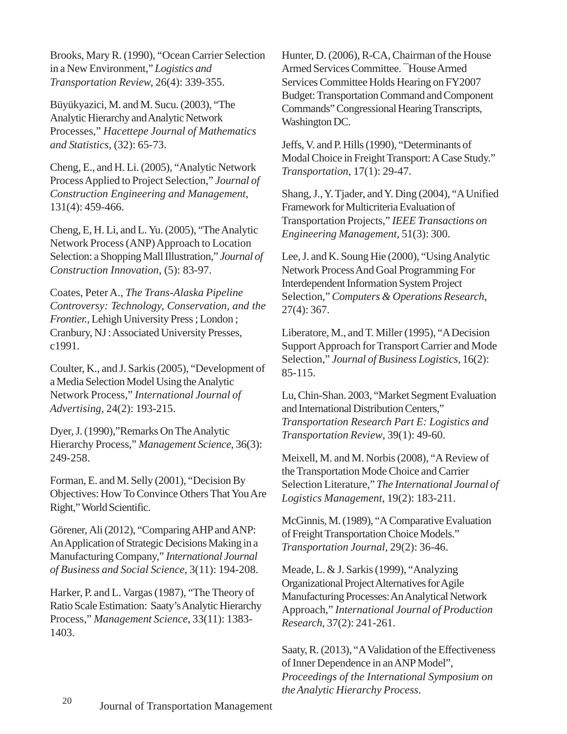Brooks, Mary R. (1990), "Ocean Carrier Selection in a New Environment," *Logistics and Transportation Review*, 26(4): 339-355.

Büyükyazici, M. and M. Sucu. (2003), "The Analytic Hierarchy and Analytic Network Processes," *Hacettepe Journal of Mathematics and Statistics*, (32): 65-73.

Cheng, E., and H. Li. (2005), "Analytic Network Process Applied to Project Selection," *Journal of Construction Engineering and Management*, 131(4): 459-466.

Cheng, E, H. Li, and L. Yu. (2005), "The Analytic Network Process (ANP) Approach to Location Selection: a Shopping Mall Illustration," *Journal of Construction Innovation*, (5): 83-97.

Coates, Peter A., *The Trans-Alaska Pipeline Controversy: Technology, Conservation, and the Frontier.*, Lehigh University Press ; London ; Cranbury, NJ : Associated University Presses, c1991.

Coulter, K., and J. Sarkis (2005), "Development of a Media Selection Model Using the Analytic Network Process," *International Journal of Advertising*, 24(2): 193-215.

Dyer, J. (1990),"Remarks On The Analytic Hierarchy Process," *Management Science*, 36(3): 249-258.

Forman, E. and M. Selly (2001), "Decision By Objectives: How To Convince Others That You Are Right," World Scientific.

Görener, Ali (2012), "Comparing AHP and ANP: An Application of Strategic Decisions Making in a Manufacturing Company," *International Journal of Business and Social Science*, 3(11): 194-208.

Harker, P. and L. Vargas (1987), "The Theory of Ratio Scale Estimation: Saaty's Analytic Hierarchy Process," *Management Science*, 33(11): 1383-1403.

Hunter, D. (2006), R-CA, Chairman of the House Armed Services Committee. ¯House Armed Services Committee Holds Hearing on FY2007 Budget: Transportation Command and Component Commands" Congressional Hearing Transcripts, Washington DC.

Jeffs, V. and P. Hills (1990), "Determinants of Modal Choice in Freight Transport: A Case Study." *Transportation*, 17(1): 29-47.

Shang, J., Y. Tjader, and Y. Ding (2004), "A Unified Framework for Multicriteria Evaluation of Transportation Projects," *IEEE Transactions on Engineering Management*, 51(3): 300.

Lee, J. and K. Soung Hie (2000), "Using Analytic Network Process And Goal Programming For Interdependent Information System Project Selection," *Computers & Operations Research*, 27(4): 367.

Liberatore, M., and T. Miller (1995), "A Decision Support Approach for Transport Carrier and Mode Selection," *Journal of Business Logistics*, 16(2): 85-115.

Lu, Chin-Shan. 2003, "Market Segment Evaluation and International Distribution Centers," *Transportation Research Part E: Logistics and Transportation Review*, 39(1): 49-60.

Meixell, M. and M. Norbis (2008), "A Review of the Transportation Mode Choice and Carrier Selection Literature," *The International Journal of Logistics Management*, 19(2): 183-211.

McGinnis, M. (1989), "A Comparative Evaluation of Freight Transportation Choice Models." *Transportation Journal*, 29(2): 36-46.

Meade, L. & J. Sarkis (1999), "Analyzing Organizational Project Alternatives for Agile Manufacturing Processes: An Analytical Network Approach," *International Journal of Production Research*, 37(2): 241-261.

Saaty, R. (2013), "A Validation of the Effectiveness of Inner Dependence in an ANP Model", *Proceedings of the International Symposium on the Analytic Hierarchy Process*.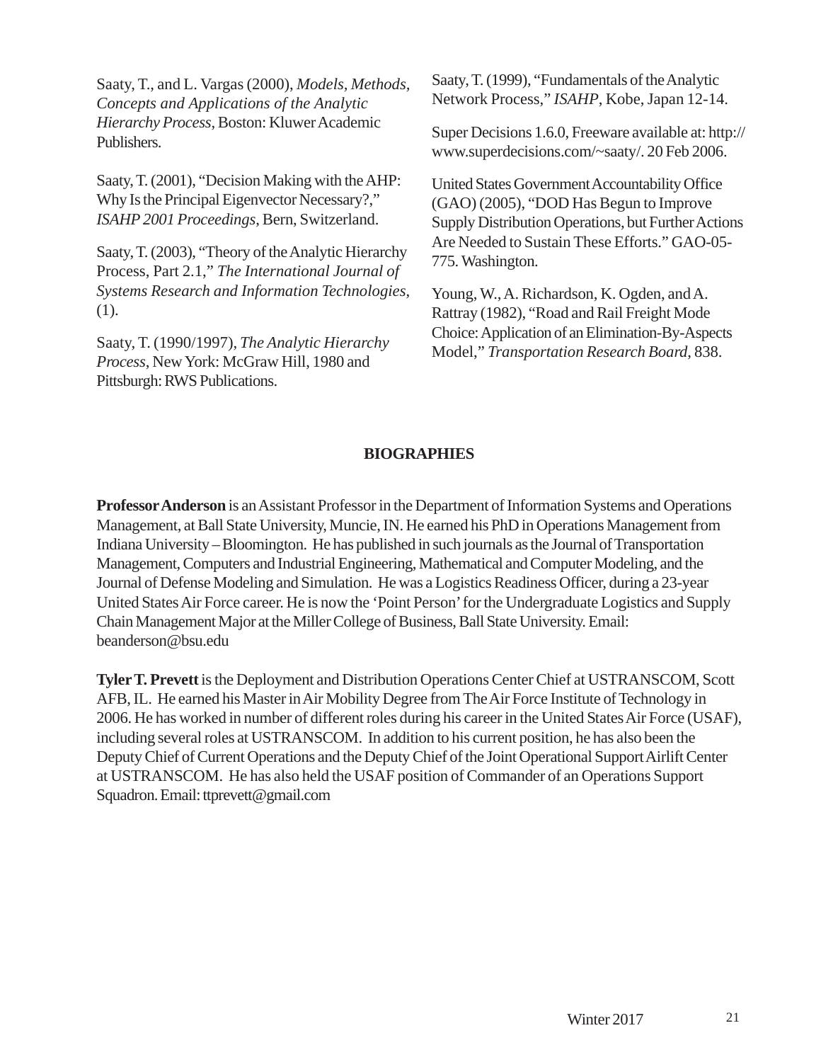Saaty, T., and L. Vargas (2000), *Models, Methods, Concepts and Applications of the Analytic Hierarchy Process*, Boston: Kluwer Academic Publishers.

Saaty, T. (2001), "Decision Making with the AHP: Why Is the Principal Eigenvector Necessary?," *ISAHP 2001 Proceedings*, Bern, Switzerland.

Saaty, T. (2003), "Theory of the Analytic Hierarchy Process, Part 2.1," *The International Journal of Systems Research and Information Technologies*, (1).

Saaty, T. (1990/1997), *The Analytic Hierarchy Process*, New York: McGraw Hill, 1980 and Pittsburgh: RWS Publications.

Saaty, T. (1999), "Fundamentals of the Analytic Network Process," *ISAHP*, Kobe, Japan 12-14.

Super Decisions 1.6.0, Freeware available at: http://www.superdecisions.com/~saaty/. 20 Feb 2006.

United States Government Accountability Office (GAO) (2005), "DOD Has Begun to Improve Supply Distribution Operations, but Further Actions Are Needed to Sustain These Efforts." GAO-05-775. Washington.

Young, W., A. Richardson, K. Ogden, and A. Rattray (1982), "Road and Rail Freight Mode Choice: Application of an Elimination-By-Aspects Model," *Transportation Research Board*, 838.

## BIOGRAPHIES

**Professor Anderson** is an Assistant Professor in the Department of Information Systems and Operations Management, at Ball State University, Muncie, IN. He earned his PhD in Operations Management from Indiana University – Bloomington. He has published in such journals as the Journal of Transportation Management, Computers and Industrial Engineering, Mathematical and Computer Modeling, and the Journal of Defense Modeling and Simulation. He was a Logistics Readiness Officer, during a 23-year United States Air Force career. He is now the 'Point Person' for the Undergraduate Logistics and Supply Chain Management Major at the Miller College of Business, Ball State University. Email: beanderson@bsu.edu

**Tyler T. Prevett** is the Deployment and Distribution Operations Center Chief at USTRANSCOM, Scott AFB, IL. He earned his Master in Air Mobility Degree from The Air Force Institute of Technology in 2006. He has worked in number of different roles during his career in the United States Air Force (USAF), including several roles at USTRANSCOM. In addition to his current position, he has also been the Deputy Chief of Current Operations and the Deputy Chief of the Joint Operational Support Airlift Center at USTRANSCOM. He has also held the USAF position of Commander of an Operations Support Squadron. Email: ttprevett@gmail.com